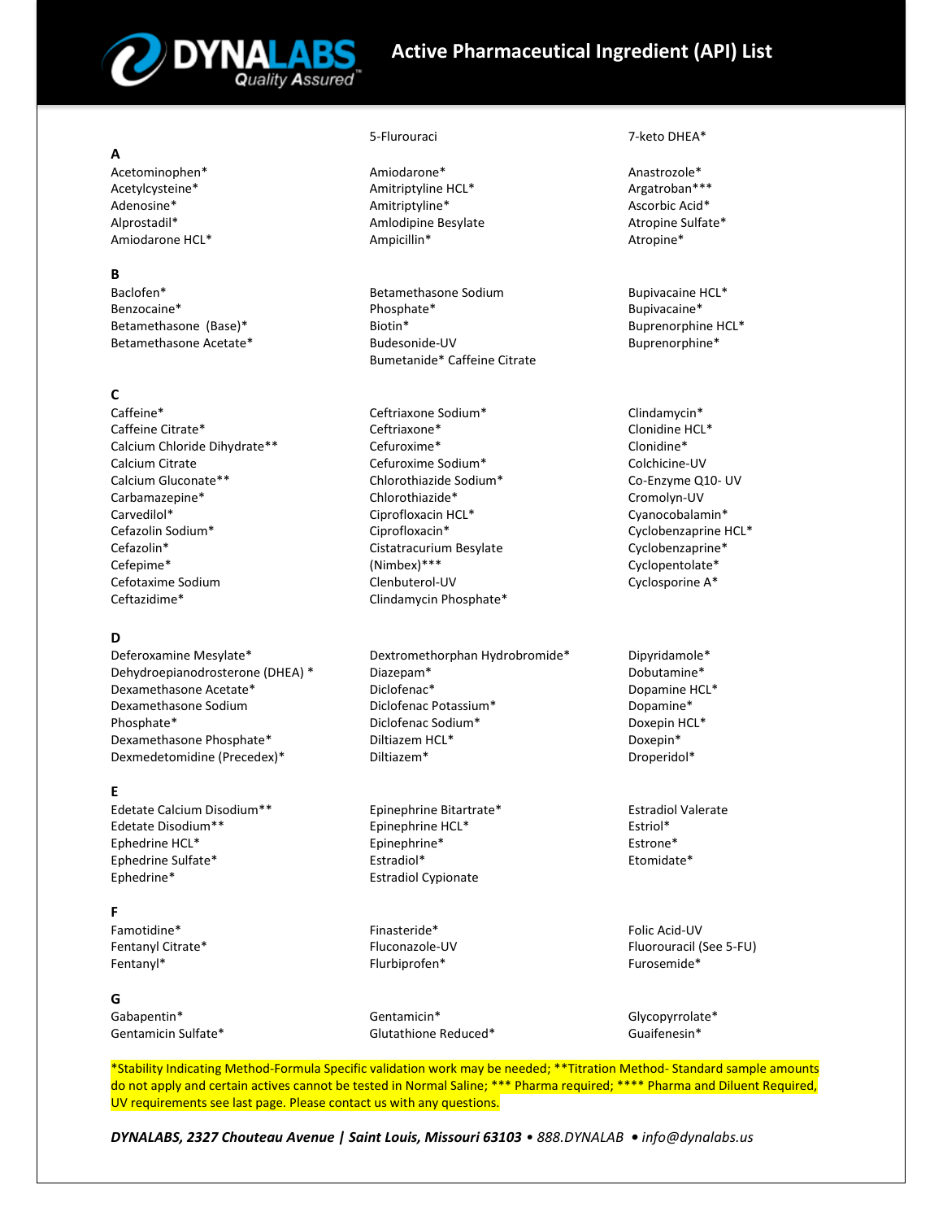# Active Pharmaceutical Ingredient (API) List

5-Flurouraci

7-keto DHEA*

## A

Acetominophen*
Acetylcysteine*
Adenosine*
Alprostadil*
Amiodarone HCL*
Amiodarone*
Amitriptyline HCL*
Amitriptyline*
Amlodipine Besylate
Ampicillin*
Anastrozole*
Argatroban***
Ascorbic Acid*
Atropine Sulfate*
Atropine*

## B

Baclofen*
Benzocaine*
Betamethasone (Base)*
Betamethasone Acetate*
Betamethasone Sodium Phosphate*
Biotin*
Budesonide-UV
Bumetanide* Caffeine Citrate
Bupivacaine HCL*
Bupivacaine*
Buprenorphine HCL*
Buprenorphine*

## C

Caffeine*
Caffeine Citrate*
Calcium Chloride Dihydrate**
Calcium Citrate
Calcium Gluconate**
Carbamazepine*
Carvedilol*
Cefazolin Sodium*
Cefazolin*
Cefepime*
Cefotaxime Sodium
Ceftazidime*
Ceftriaxone Sodium*
Ceftriaxone*
Cefuroxime*
Cefuroxime Sodium*
Chlorothiazide Sodium*
Chlorothiazide*
Ciprofloxacin HCL*
Ciprofloxacin*
Cistatracurium Besylate (Nimbex)***
Clenbuterol-UV
Clindamycin Phosphate*
Clindamycin*
Clonidine HCL*
Clonidine*
Colchicine-UV
Co-Enzyme Q10- UV
Cromolyn-UV
Cyanocobalamin*
Cyclobenzaprine HCL*
Cyclobenzaprine*
Cyclopentolate*
Cyclosporine A*

## D

Deferoxamine Mesylate*
Dehydroepianodrosterone (DHEA) *
Dexamethasone Acetate*
Dexamethasone Sodium Phosphate*
Dexamethasone Phosphate*
Dexmedetomidine (Precedex)*
Dextromethorphan Hydrobromide*
Diazepam*
Diclofenac*
Diclofenac Potassium*
Diclofenac Sodium*
Diltiazem HCL*
Diltiazem*
Dipyridamole*
Dobutamine*
Dopamine HCL*
Dopamine*
Doxepin HCL*
Doxepin*
Droperidol*

## E

Edetate Calcium Disodium**
Edetate Disodium**
Ephedrine HCL*
Ephedrine Sulfate*
Ephedrine*
Epinephrine Bitartrate*
Epinephrine HCL*
Epinephrine*
Estradiol*
Estradiol Cypionate
Estradiol Valerate
Estriol*
Estrone*
Etomidate*

## F

Famotidine*
Fentanyl Citrate*
Fentanyl*
Finasteride*
Fluconazole-UV
Flurbiprofen*
Folic Acid-UV
Fluorouracil (See 5-FU)
Furosemide*

## G

Gabapentin*
Gentamicin Sulfate*
Gentamicin*
Glutathione Reduced*
Glycopyrrolate*
Guaifenesin*

*Stability Indicating Method-Formula Specific validation work may be needed; **Titration Method- Standard sample amounts do not apply and certain actives cannot be tested in Normal Saline; *** Pharma required; **** Pharma and Diluent Required, UV requirements see last page. Please contact us with any questions.

***DYNALABS, 2327 Chouteau Avenue | Saint Louis, Missouri 63103** • 888.DYNALAB • info@dynalabs.us*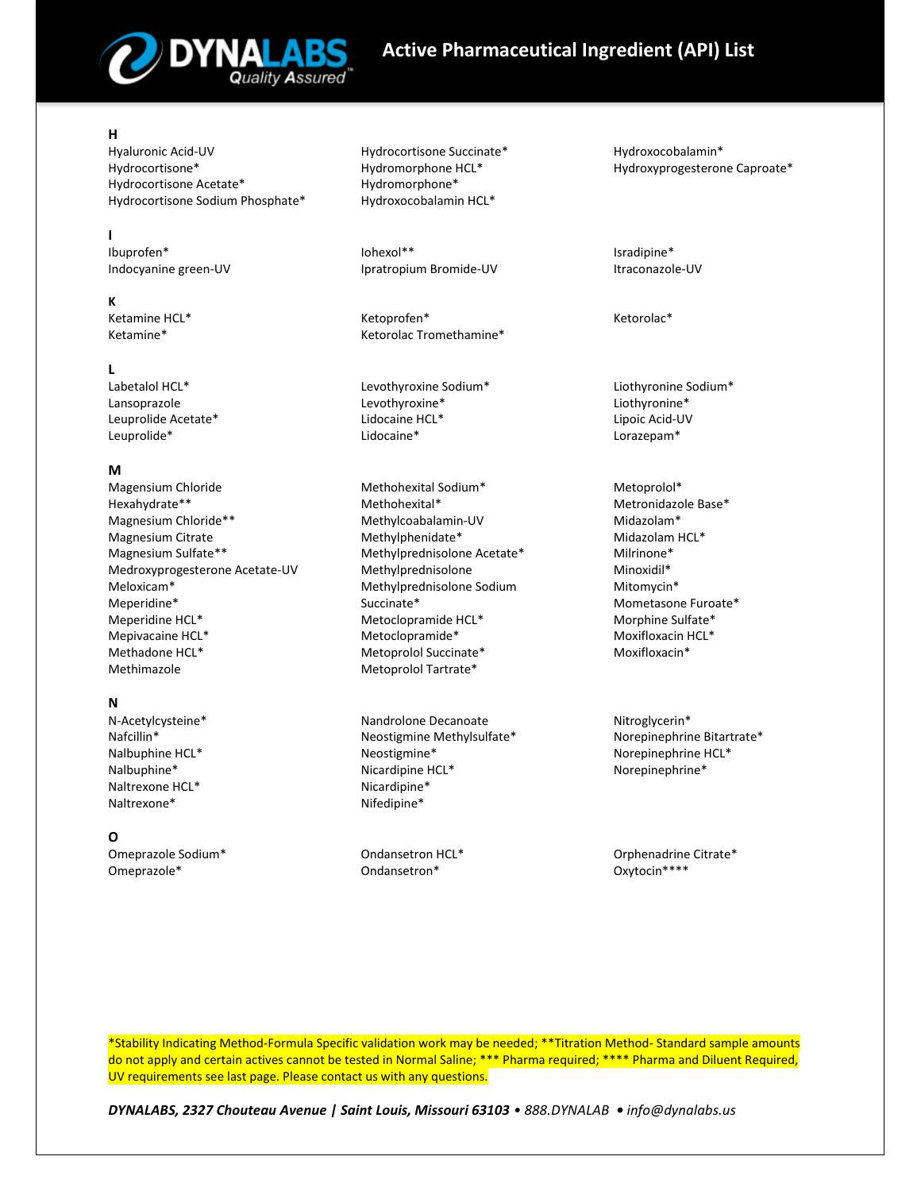# Active Pharmaceutical Ingredient (API) List

## H

- Hyaluronic Acid-UV
- Hydrocortisone*
- Hydrocortisone Acetate*
- Hydrocortisone Sodium Phosphate*
- Hydrocortisone Succinate*
- Hydromorphone HCL*
- Hydromorphone*
- Hydroxocobalamin HCL*
- Hydroxocobalamin*
- Hydroxyprogesterone Caproate*

## I

- Ibuprofen*
- Indocyanine green-UV
- Iohexol**
- Ipratropium Bromide-UV
- Isradipine*
- Itraconazole-UV

## K

- Ketamine HCL*
- Ketamine*
- Ketoprofen*
- Ketorolac Tromethamine*
- Ketorolac*

## L

- Labetalol HCL*
- Lansoprazole
- Leuprolide Acetate*
- Leuprolide*
- Levothyroxine Sodium*
- Levothyroxine*
- Lidocaine HCL*
- Lidocaine*
- Liothyronine Sodium*
- Liothyronine*
- Lipoic Acid-UV
- Lorazepam*

## M

- Magensium Chloride Hexahydrate**
- Magnesium Chloride**
- Magnesium Citrate
- Magnesium Sulfate**
- Medroxyprogesterone Acetate-UV
- Meloxicam*
- Meperidine*
- Meperidine HCL*
- Mepivacaine HCL*
- Methadone HCL*
- Methimazole
- Methohexital Sodium*
- Methohexital*
- Methylcoabalamin-UV
- Methylphenidate*
- Methylprednisolone Acetate*
- Methylprednisolone
- Methylprednisolone Sodium Succinate*
- Metoclopramide HCL*
- Metoclopramide*
- Metoprolol Succinate*
- Metoprolol Tartrate*
- Metoprolol*
- Metronidazole Base*
- Midazolam*
- Midazolam HCL*
- Milrinone*
- Minoxidil*
- Mitomycin*
- Mometasone Furoate*
- Morphine Sulfate*
- Moxifloxacin HCL*
- Moxifloxacin*

## N

- N-Acetylcysteine*
- Nafcillin*
- Nalbuphine HCL*
- Nalbuphine*
- Naltrexone HCL*
- Naltrexone*
- Nandrolone Decanoate
- Neostigmine Methylsulfate*
- Neostigmine*
- Nicardipine HCL*
- Nicardipine*
- Nifedipine*
- Nitroglycerin*
- Norepinephrine Bitartrate*
- Norepinephrine HCL*
- Norepinephrine*

## O

- Omeprazole Sodium*
- Omeprazole*
- Ondansetron HCL*
- Ondansetron*
- Orphenadrine Citrate*
- Oxytocin****

*Stability Indicating Method-Formula Specific validation work may be needed; **Titration Method- Standard sample amounts do not apply and certain actives cannot be tested in Normal Saline; *** Pharma required; **** Pharma and Diluent Required, UV requirements see last page. Please contact us with any questions.

***DYNALABS, 2327 Chouteau Avenue | Saint Louis, Missouri 63103*** *• 888.DYNALAB • info@dynalabs.us*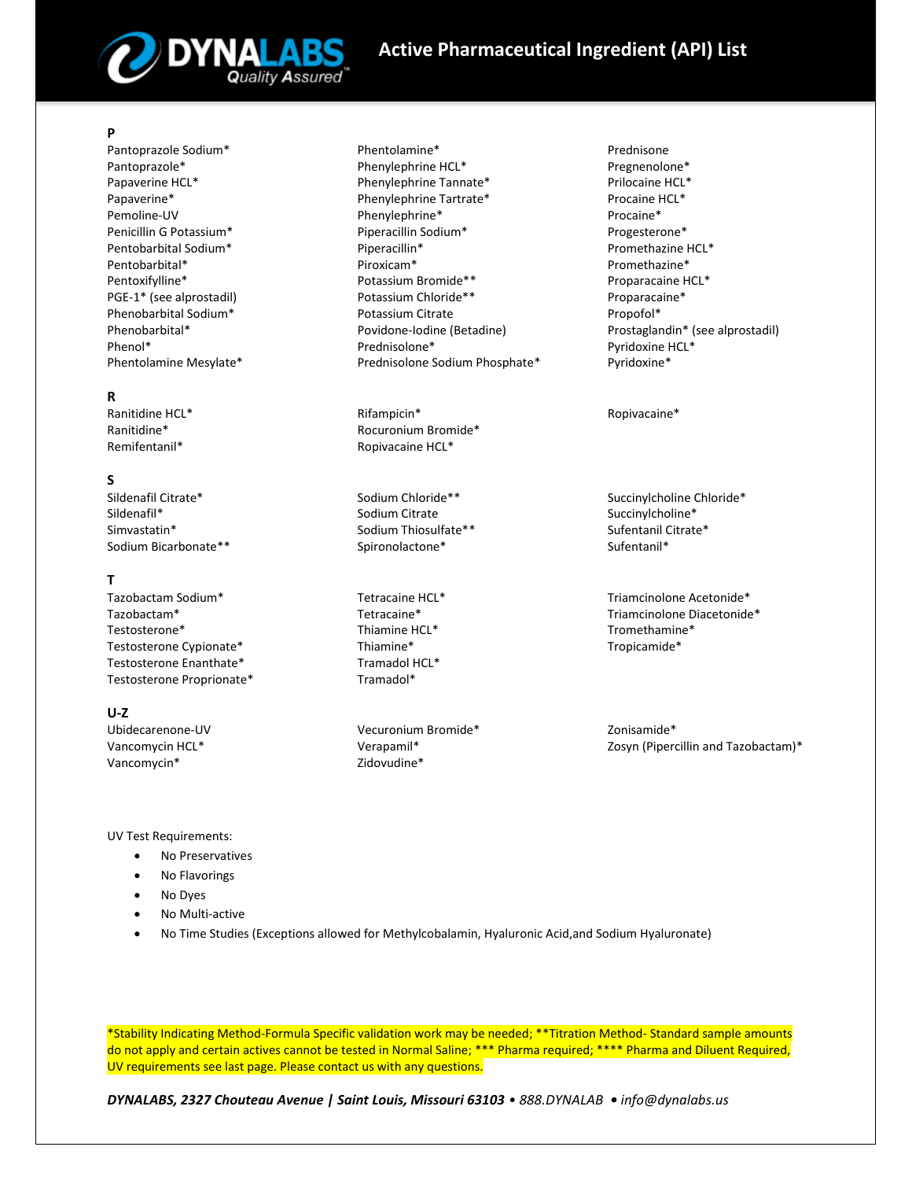## P

Pantoprazole Sodium*
Pantoprazole*
Papaverine HCL*
Papaverine*
Pemoline-UV
Penicillin G Potassium*
Pentobarbital Sodium*
Pentobarbital*
Pentoxifylline*
PGE-1* (see alprostadil)
Phenobarbital Sodium*
Phenobarbital*
Phenol*
Phentolamine Mesylate*
Phentolamine*
Phenylephrine HCL*
Phenylephrine Tannate*
Phenylephrine Tartrate*
Phenylephrine*
Piperacillin Sodium*
Piperacillin*
Piroxicam*
Potassium Bromide**
Potassium Chloride**
Potassium Citrate
Povidone-Iodine (Betadine)
Prednisolone*
Prednisolone Sodium Phosphate*
Prednisone
Pregnenolone*
Prilocaine HCL*
Procaine HCL*
Procaine*
Progesterone*
Promethazine HCL*
Promethazine*
Proparacaine HCL*
Proparacaine*
Propofol*
Prostaglandin* (see alprostadil)
Pyridoxine HCL*
Pyridoxine*

## R

Ranitidine HCL*
Ranitidine*
Remifentanil*
Rifampicin*
Rocuronium Bromide*
Ropivacaine HCL*
Ropivacaine*

## S

Sildenafil Citrate*
Sildenafil*
Simvastatin*
Sodium Bicarbonate**
Sodium Chloride**
Sodium Citrate
Sodium Thiosulfate**
Spironolactone*
Succinylcholine Chloride*
Succinylcholine*
Sufentanil Citrate*
Sufentanil*

## T

Tazobactam Sodium*
Tazobactam*
Testosterone*
Testosterone Cypionate*
Testosterone Enanthate*
Testosterone Proprionate*
Tetracaine HCL*
Tetracaine*
Thiamine HCL*
Thiamine*
Tramadol HCL*
Tramadol*
Triamcinolone Acetonide*
Triamcinolone Diacetonide*
Tromethamine*
Tropicamide*

## U-Z

Ubidecarenone-UV
Vancomycin HCL*
Vancomycin*
Vecuronium Bromide*
Verapamil*
Zidovudine*
Zonisamide*
Zosyn (Pipercillin and Tazobactam)*

UV Test Requirements:

- No Preservatives
- No Flavorings
- No Dyes
- No Multi-active
- No Time Studies (Exceptions allowed for Methylcobalamin, Hyaluronic Acid,and Sodium Hyaluronate)

*Stability Indicating Method-Formula Specific validation work may be needed; **Titration Method- Standard sample amounts do not apply and certain actives cannot be tested in Normal Saline; *** Pharma required; **** Pharma and Diluent Required, UV requirements see last page. Please contact us with any questions.

***DYNALABS, 2327 Chouteau Avenue | Saint Louis, Missouri 63103** • 888.DYNALAB • info@dynalabs.us*